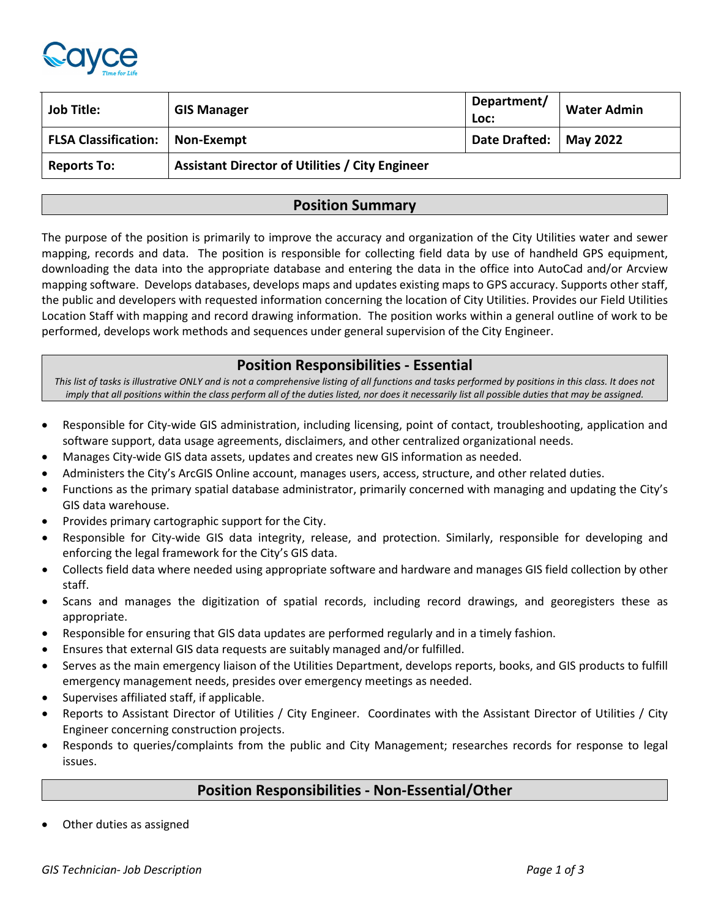| Job Title: | GIS Manager | Department/ Loc: | Water Admin |
|---|---|---|---|
| FLSA Classification: | Non-Exempt | Date Drafted: | May 2022 |
| Reports To: | Assistant Director of Utilities / City Engineer | | |

## Position Summary

The purpose of the position is primarily to improve the accuracy and organization of the City Utilities water and sewer mapping, records and data. The position is responsible for collecting field data by use of handheld GPS equipment, downloading the data into the appropriate database and entering the data in the office into AutoCad and/or Arcview mapping software. Develops databases, develops maps and updates existing maps to GPS accuracy. Supports other staff, the public and developers with requested information concerning the location of City Utilities. Provides our Field Utilities Location Staff with mapping and record drawing information. The position works within a general outline of work to be performed, develops work methods and sequences under general supervision of the City Engineer.

## Position Responsibilities - Essential

*This list of tasks is illustrative ONLY and is not a comprehensive listing of all functions and tasks performed by positions in this class. It does not imply that all positions within the class perform all of the duties listed, nor does it necessarily list all possible duties that may be assigned.*

- Responsible for City-wide GIS administration, including licensing, point of contact, troubleshooting, application and software support, data usage agreements, disclaimers, and other centralized organizational needs.
- Manages City-wide GIS data assets, updates and creates new GIS information as needed.
- Administers the City's ArcGIS Online account, manages users, access, structure, and other related duties.
- Functions as the primary spatial database administrator, primarily concerned with managing and updating the City's GIS data warehouse.
- Provides primary cartographic support for the City.
- Responsible for City-wide GIS data integrity, release, and protection. Similarly, responsible for developing and enforcing the legal framework for the City's GIS data.
- Collects field data where needed using appropriate software and hardware and manages GIS field collection by other staff.
- Scans and manages the digitization of spatial records, including record drawings, and georegisters these as appropriate.
- Responsible for ensuring that GIS data updates are performed regularly and in a timely fashion.
- Ensures that external GIS data requests are suitably managed and/or fulfilled.
- Serves as the main emergency liaison of the Utilities Department, develops reports, books, and GIS products to fulfill emergency management needs, presides over emergency meetings as needed.
- Supervises affiliated staff, if applicable.
- Reports to Assistant Director of Utilities / City Engineer. Coordinates with the Assistant Director of Utilities / City Engineer concerning construction projects.
- Responds to queries/complaints from the public and City Management; researches records for response to legal issues.

## Position Responsibilities - Non-Essential/Other

- Other duties as assigned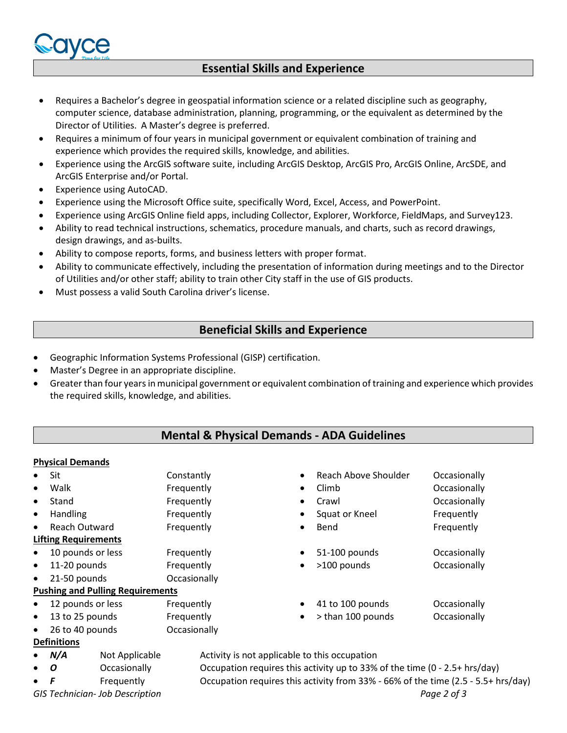## Essential Skills and Experience

- Requires a Bachelor's degree in geospatial information science or a related discipline such as geography, computer science, database administration, planning, programming, or the equivalent as determined by the Director of Utilities. A Master's degree is preferred.
- Requires a minimum of four years in municipal government or equivalent combination of training and experience which provides the required skills, knowledge, and abilities.
- Experience using the ArcGIS software suite, including ArcGIS Desktop, ArcGIS Pro, ArcGIS Online, ArcSDE, and ArcGIS Enterprise and/or Portal.
- Experience using AutoCAD.
- Experience using the Microsoft Office suite, specifically Word, Excel, Access, and PowerPoint.
- Experience using ArcGIS Online field apps, including Collector, Explorer, Workforce, FieldMaps, and Survey123.
- Ability to read technical instructions, schematics, procedure manuals, and charts, such as record drawings, design drawings, and as-builts.
- Ability to compose reports, forms, and business letters with proper format.
- Ability to communicate effectively, including the presentation of information during meetings and to the Director of Utilities and/or other staff; ability to train other City staff in the use of GIS products.
- Must possess a valid South Carolina driver's license.

## Beneficial Skills and Experience

- Geographic Information Systems Professional (GISP) certification.
- Master's Degree in an appropriate discipline.
- Greater than four years in municipal government or equivalent combination of training and experience which provides the required skills, knowledge, and abilities.

## Mental & Physical Demands - ADA Guidelines

**Physical Demands**

| | | | |
|---|---|---|---|
| Sit | Constantly | Reach Above Shoulder | Occasionally |
| Walk | Frequently | Climb | Occasionally |
| Stand | Frequently | Crawl | Occasionally |
| Handling | Frequently | Squat or Kneel | Frequently |
| Reach Outward | Frequently | Bend | Frequently |

**Lifting Requirements**

| | | | |
|---|---|---|---|
| 10 pounds or less | Frequently | 51-100 pounds | Occasionally |
| 11-20 pounds | Frequently | >100 pounds | Occasionally |
| 21-50 pounds | Occasionally | | |

**Pushing and Pulling Requirements**

| | | | |
|---|---|---|---|
| 12 pounds or less | Frequently | 41 to 100 pounds | Occasionally |
| 13 to 25 pounds | Frequently | > than 100 pounds | Occasionally |
| 26 to 40 pounds | Occasionally | | |

**Definitions**

- ***N/A*** Not Applicable — Activity is not applicable to this occupation
- ***O*** Occasionally — Occupation requires this activity up to 33% of the time (0 - 2.5+ hrs/day)
- ***F*** Frequently — Occupation requires this activity from 33% - 66% of the time (2.5 - 5.5+ hrs/day)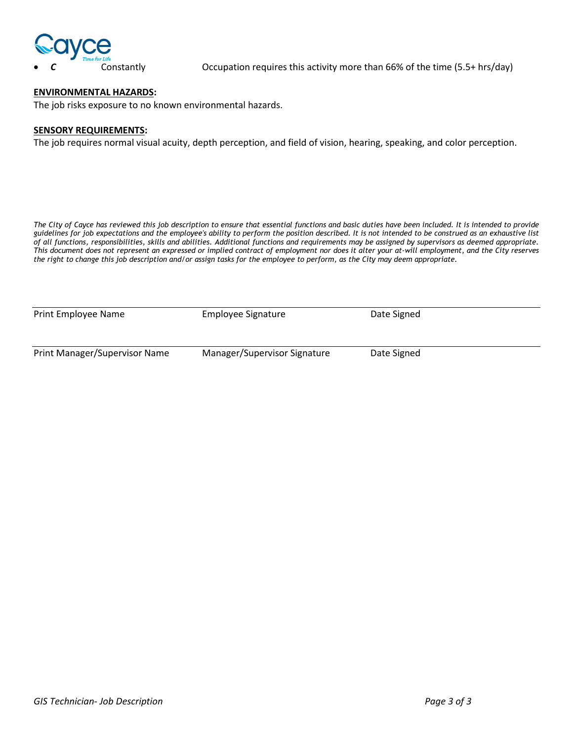- ***C*** Constantly Occupation requires this activity more than 66% of the time (5.5+ hrs/day)

**ENVIRONMENTAL HAZARDS:**

The job risks exposure to no known environmental hazards.

**SENSORY REQUIREMENTS:**

The job requires normal visual acuity, depth perception, and field of vision, hearing, speaking, and color perception.

*The City of Cayce has reviewed this job description to ensure that essential functions and basic duties have been included. It is intended to provide guidelines for job expectations and the employee's ability to perform the position described. It is not intended to be construed as an exhaustive list of all functions, responsibilities, skills and abilities. Additional functions and requirements may be assigned by supervisors as deemed appropriate. This document does not represent an expressed or implied contract of employment nor does it alter your at-will employment, and the City reserves the right to change this job description and/or assign tasks for the employee to perform, as the City may deem appropriate.*

| | | |
|---|---|---|
| Print Employee Name | Employee Signature | Date Signed |
| Print Manager/Supervisor Name | Manager/Supervisor Signature | Date Signed |